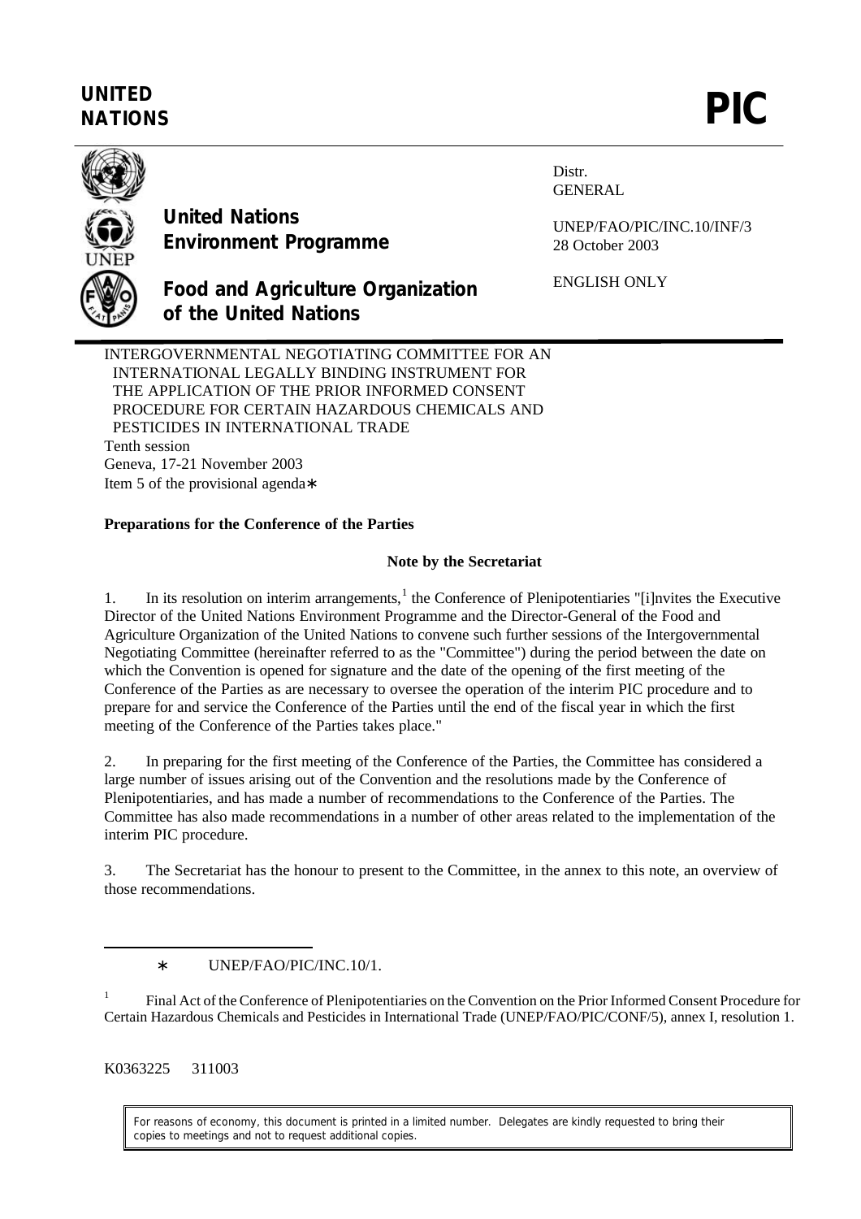**UNITED NATIONS**

# PIC

**United Nations Environment Programme**

**Food and Agriculture Organization of the United Nations**

Distr.
GENERAL

UNEP/FAO/PIC/INC.10/INF/3
28 October 2003

ENGLISH ONLY

INTERGOVERNMENTAL NEGOTIATING COMMITTEE FOR AN INTERNATIONAL LEGALLY BINDING INSTRUMENT FOR THE APPLICATION OF THE PRIOR INFORMED CONSENT PROCEDURE FOR CERTAIN HAZARDOUS CHEMICALS AND PESTICIDES IN INTERNATIONAL TRADE
Tenth session
Geneva, 17-21 November 2003
Item 5 of the provisional agenda*

**Preparations for the Conference of the Parties**

**Note by the Secretariat**

1. In its resolution on interim arrangements,[1] the Conference of Plenipotentiaries "[i]nvites the Executive Director of the United Nations Environment Programme and the Director-General of the Food and Agriculture Organization of the United Nations to convene such further sessions of the Intergovernmental Negotiating Committee (hereinafter referred to as the "Committee") during the period between the date on which the Convention is opened for signature and the date of the opening of the first meeting of the Conference of the Parties as are necessary to oversee the operation of the interim PIC procedure and to prepare for and service the Conference of the Parties until the end of the fiscal year in which the first meeting of the Conference of the Parties takes place."

2. In preparing for the first meeting of the Conference of the Parties, the Committee has considered a large number of issues arising out of the Convention and the resolutions made by the Conference of Plenipotentiaries, and has made a number of recommendations to the Conference of the Parties. The Committee has also made recommendations in a number of other areas related to the implementation of the interim PIC procedure.

3. The Secretariat has the honour to present to the Committee, in the annex to this note, an overview of those recommendations.

---

\* UNEP/FAO/PIC/INC.10/1.

[1] Final Act of the Conference of Plenipotentiaries on the Convention on the Prior Informed Consent Procedure for Certain Hazardous Chemicals and Pesticides in International Trade (UNEP/FAO/PIC/CONF/5), annex I, resolution 1.

K0363225 311003

For reasons of economy, this document is printed in a limited number. Delegates are kindly requested to bring their copies to meetings and not to request additional copies.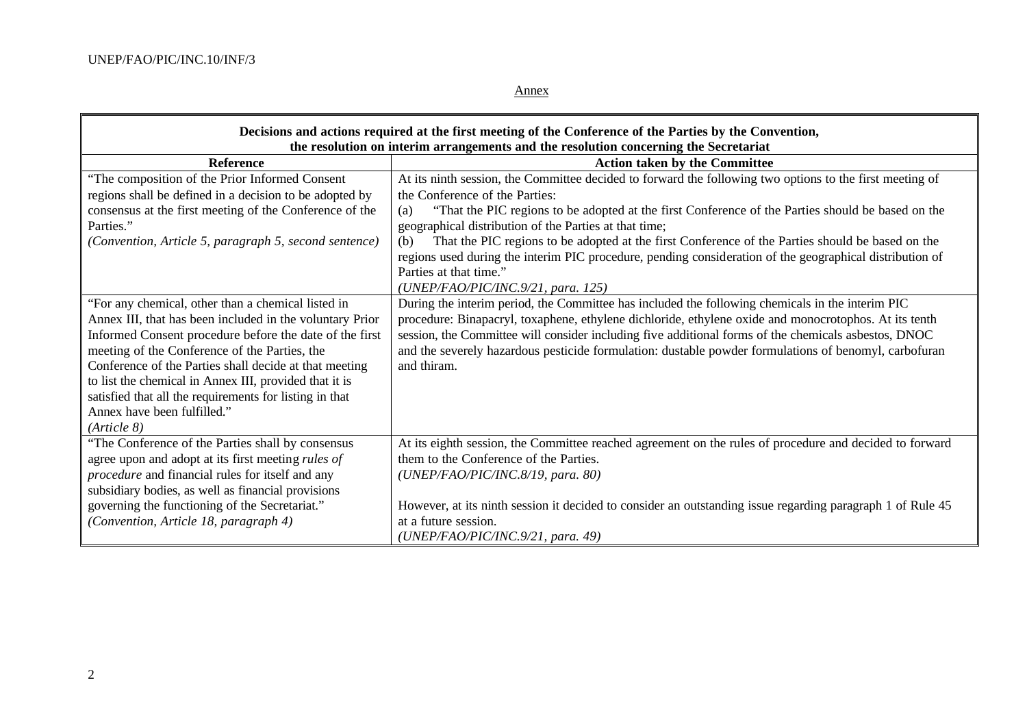Annex

| Decisions and actions required at the first meeting of the Conference of the Parties by the Convention, the resolution on interim arrangements and the resolution concerning the Secretariat | |
|---|---|
| **Reference** | **Action taken by the Committee** |
| "The composition of the Prior Informed Consent regions shall be defined in a decision to be adopted by consensus at the first meeting of the Conference of the Parties."<br>*(Convention, Article 5, paragraph 5, second sentence)* | At its ninth session, the Committee decided to forward the following two options to the first meeting of the Conference of the Parties:<br>(a) "That the PIC regions to be adopted at the first Conference of the Parties should be based on the geographical distribution of the Parties at that time;<br>(b) That the PIC regions to be adopted at the first Conference of the Parties should be based on the regions used during the interim PIC procedure, pending consideration of the geographical distribution of Parties at that time."<br>*(UNEP/FAO/PIC/INC.9/21, para. 125)* |
| "For any chemical, other than a chemical listed in Annex III, that has been included in the voluntary Prior Informed Consent procedure before the date of the first meeting of the Conference of the Parties, the Conference of the Parties shall decide at that meeting to list the chemical in Annex III, provided that it is satisfied that all the requirements for listing in that Annex have been fulfilled."<br>*(Article 8)* | During the interim period, the Committee has included the following chemicals in the interim PIC procedure: Binapacryl, toxaphene, ethylene dichloride, ethylene oxide and monocrotophos. At its tenth session, the Committee will consider including five additional forms of the chemicals asbestos, DNOC and the severely hazardous pesticide formulation: dustable powder formulations of benomyl, carbofuran and thiram. |
| "The Conference of the Parties shall by consensus agree upon and adopt at its first meeting *rules of procedure* and financial rules for itself and any subsidiary bodies, as well as financial provisions governing the functioning of the Secretariat."<br>*(Convention, Article 18, paragraph 4)* | At its eighth session, the Committee reached agreement on the rules of procedure and decided to forward them to the Conference of the Parties.<br>*(UNEP/FAO/PIC/INC.8/19, para. 80)*<br><br>However, at its ninth session it decided to consider an outstanding issue regarding paragraph 1 of Rule 45 at a future session.<br>*(UNEP/FAO/PIC/INC.9/21, para. 49)* |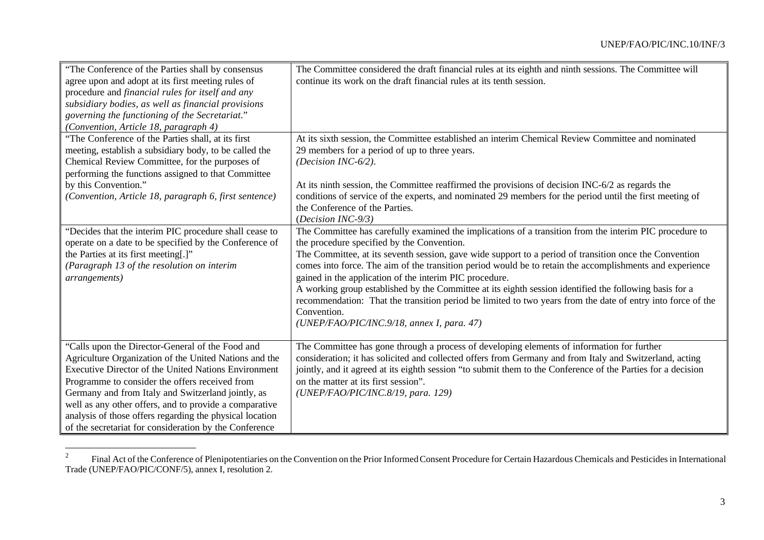| | |
|---|---|
| "The Conference of the Parties shall by consensus agree upon and adopt at its first meeting rules of procedure and *financial rules for itself and any subsidiary bodies, as well as financial provisions governing the functioning of the Secretariat.*" *(Convention, Article 18, paragraph 4)* | The Committee considered the draft financial rules at its eighth and ninth sessions. The Committee will continue its work on the draft financial rules at its tenth session. |
| "The Conference of the Parties shall, at its first meeting, establish a subsidiary body, to be called the Chemical Review Committee, for the purposes of performing the functions assigned to that Committee by this Convention." *(Convention, Article 18, paragraph 6, first sentence)* | At its sixth session, the Committee established an interim Chemical Review Committee and nominated 29 members for a period of up to three years. *(Decision INC-6/2).*<br><br>At its ninth session, the Committee reaffirmed the provisions of decision INC-6/2 as regards the conditions of service of the experts, and nominated 29 members for the period until the first meeting of the Conference of the Parties. (*Decision INC-9/3)* |
| "Decides that the interim PIC procedure shall cease to operate on a date to be specified by the Conference of the Parties at its first meeting[.]" *(Paragraph 13 of the resolution on interim arrangements)* | The Committee has carefully examined the implications of a transition from the interim PIC procedure to the procedure specified by the Convention.<br>The Committee, at its seventh session, gave wide support to a period of transition once the Convention comes into force. The aim of the transition period would be to retain the accomplishments and experience gained in the application of the interim PIC procedure.<br>A working group established by the Committee at its eighth session identified the following basis for a recommendation: That the transition period be limited to two years from the date of entry into force of the Convention.<br>*(UNEP/FAO/PIC/INC.9/18, annex I, para. 47)* |
| "Calls upon the Director-General of the Food and Agriculture Organization of the United Nations and the Executive Director of the United Nations Environment Programme to consider the offers received from Germany and from Italy and Switzerland jointly, as well as any other offers, and to provide a comparative analysis of those offers regarding the physical location of the secretariat for consideration by the Conference | The Committee has gone through a process of developing elements of information for further consideration; it has solicited and collected offers from Germany and from Italy and Switzerland, acting jointly, and it agreed at its eighth session "to submit them to the Conference of the Parties for a decision on the matter at its first session".<br>*(UNEP/FAO/PIC/INC.8/19, para. 129)* |

[2] Final Act of the Conference of Plenipotentiaries on the Convention on the Prior Informed Consent Procedure for Certain Hazardous Chemicals and Pesticides in International Trade (UNEP/FAO/PIC/CONF/5), annex I, resolution 2.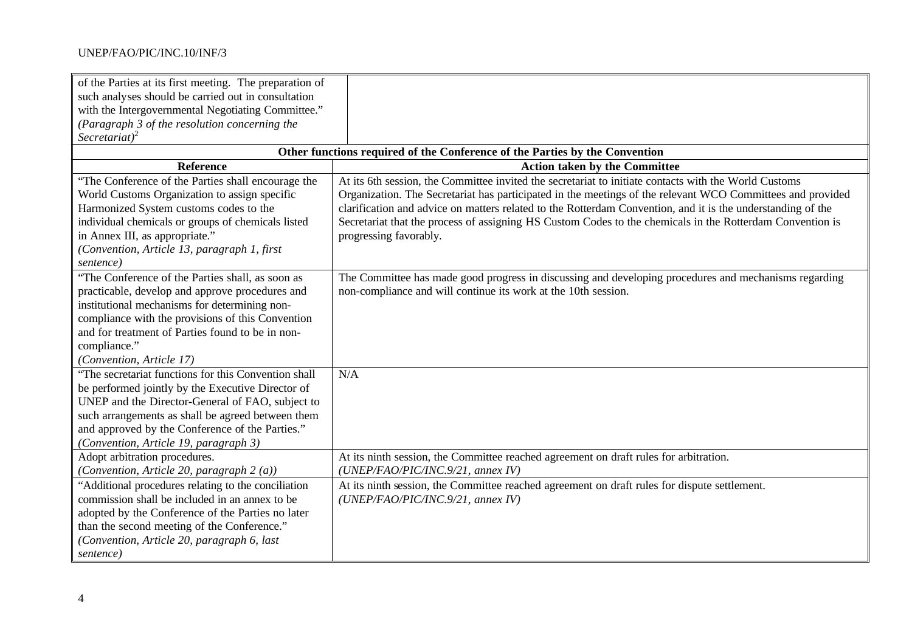| Reference | Action taken by the Committee |
|---|---|
| of the Parties at its first meeting. The preparation of such analyses should be carried out in consultation with the Intergovernmental Negotiating Committee." *(Paragraph 3 of the resolution concerning the Secretariat)*[2] | |
| **Other functions required of the Conference of the Parties by the Convention** | |
| **Reference** | **Action taken by the Committee** |
| "The Conference of the Parties shall encourage the World Customs Organization to assign specific Harmonized System customs codes to the individual chemicals or groups of chemicals listed in Annex III, as appropriate." *(Convention, Article 13, paragraph 1, first sentence)* | At its 6th session, the Committee invited the secretariat to initiate contacts with the World Customs Organization. The Secretariat has participated in the meetings of the relevant WCO Committees and provided clarification and advice on matters related to the Rotterdam Convention, and it is the understanding of the Secretariat that the process of assigning HS Custom Codes to the chemicals in the Rotterdam Convention is progressing favorably. |
| "The Conference of the Parties shall, as soon as practicable, develop and approve procedures and institutional mechanisms for determining non-compliance with the provisions of this Convention and for treatment of Parties found to be in non-compliance." *(Convention, Article 17)* | The Committee has made good progress in discussing and developing procedures and mechanisms regarding non-compliance and will continue its work at the 10th session. |
| "The secretariat functions for this Convention shall be performed jointly by the Executive Director of UNEP and the Director-General of FAO, subject to such arrangements as shall be agreed between them and approved by the Conference of the Parties." *(Convention, Article 19, paragraph 3)* | N/A |
| Adopt arbitration procedures. *(Convention, Article 20, paragraph 2 (a))* | At its ninth session, the Committee reached agreement on draft rules for arbitration. *(UNEP/FAO/PIC/INC.9/21, annex IV)* |
| "Additional procedures relating to the conciliation commission shall be included in an annex to be adopted by the Conference of the Parties no later than the second meeting of the Conference." *(Convention, Article 20, paragraph 6, last sentence)* | At its ninth session, the Committee reached agreement on draft rules for dispute settlement. *(UNEP/FAO/PIC/INC.9/21, annex IV)* |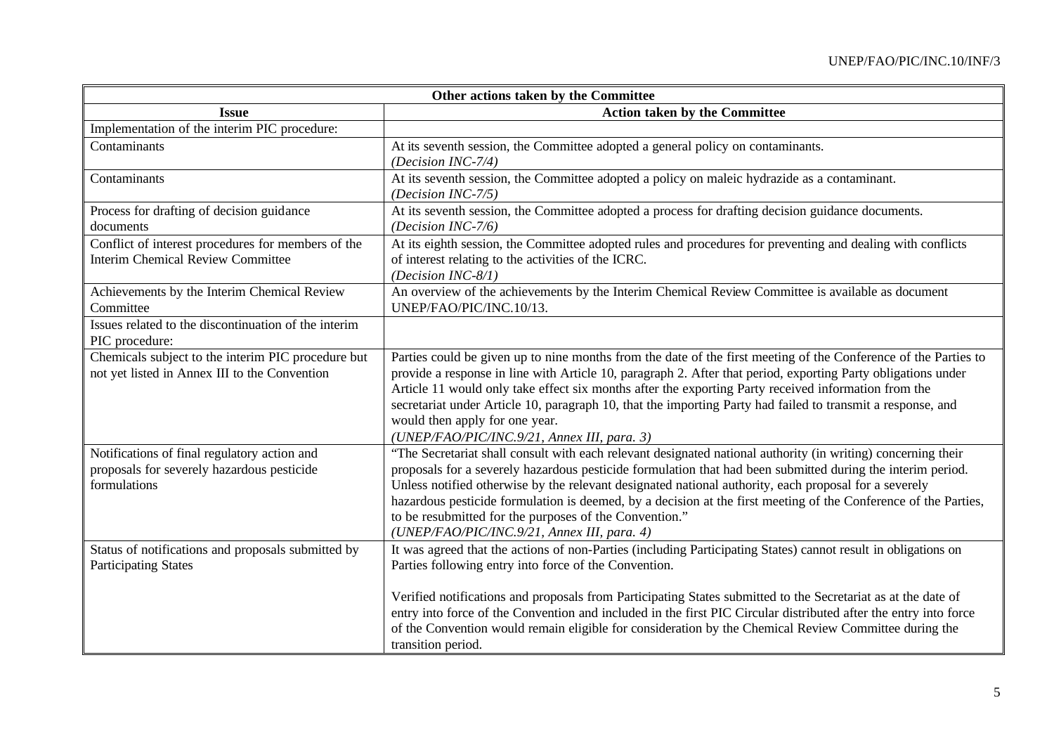| Other actions taken by the Committee | |
|---|---|
| **Issue** | **Action taken by the Committee** |
| Implementation of the interim PIC procedure: | |
| Contaminants | At its seventh session, the Committee adopted a general policy on contaminants. *(Decision INC-7/4)* |
| Contaminants | At its seventh session, the Committee adopted a policy on maleic hydrazide as a contaminant. *(Decision INC-7/5)* |
| Process for drafting of decision guidance documents | At its seventh session, the Committee adopted a process for drafting decision guidance documents. *(Decision INC-7/6)* |
| Conflict of interest procedures for members of the Interim Chemical Review Committee | At its eighth session, the Committee adopted rules and procedures for preventing and dealing with conflicts of interest relating to the activities of the ICRC. *(Decision INC-8/1)* |
| Achievements by the Interim Chemical Review Committee | An overview of the achievements by the Interim Chemical Review Committee is available as document UNEP/FAO/PIC/INC.10/13. |
| Issues related to the discontinuation of the interim PIC procedure: | |
| Chemicals subject to the interim PIC procedure but not yet listed in Annex III to the Convention | Parties could be given up to nine months from the date of the first meeting of the Conference of the Parties to provide a response in line with Article 10, paragraph 2. After that period, exporting Party obligations under Article 11 would only take effect six months after the exporting Party received information from the secretariat under Article 10, paragraph 10, that the importing Party had failed to transmit a response, and would then apply for one year. *(UNEP/FAO/PIC/INC.9/21, Annex III, para. 3)* |
| Notifications of final regulatory action and proposals for severely hazardous pesticide formulations | "The Secretariat shall consult with each relevant designated national authority (in writing) concerning their proposals for a severely hazardous pesticide formulation that had been submitted during the interim period. Unless notified otherwise by the relevant designated national authority, each proposal for a severely hazardous pesticide formulation is deemed, by a decision at the first meeting of the Conference of the Parties, to be resubmitted for the purposes of the Convention." *(UNEP/FAO/PIC/INC.9/21, Annex III, para. 4)* |
| Status of notifications and proposals submitted by Participating States | It was agreed that the actions of non-Parties (including Participating States) cannot result in obligations on Parties following entry into force of the Convention.<br><br>Verified notifications and proposals from Participating States submitted to the Secretariat as at the date of entry into force of the Convention and included in the first PIC Circular distributed after the entry into force of the Convention would remain eligible for consideration by the Chemical Review Committee during the transition period. |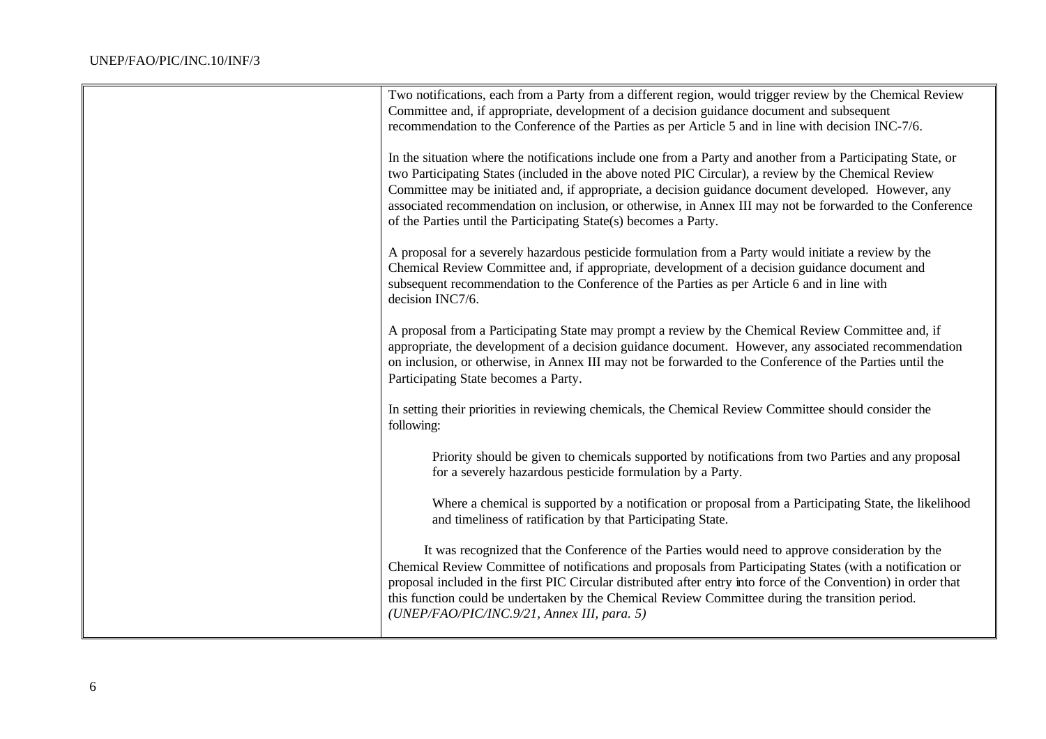| | |
|---|---|
| | Two notifications, each from a Party from a different region, would trigger review by the Chemical Review Committee and, if appropriate, development of a decision guidance document and subsequent recommendation to the Conference of the Parties as per Article 5 and in line with decision INC-7/6.<br><br>In the situation where the notifications include one from a Party and another from a Participating State, or two Participating States (included in the above noted PIC Circular), a review by the Chemical Review Committee may be initiated and, if appropriate, a decision guidance document developed. However, any associated recommendation on inclusion, or otherwise, in Annex III may not be forwarded to the Conference of the Parties until the Participating State(s) becomes a Party.<br><br>A proposal for a severely hazardous pesticide formulation from a Party would initiate a review by the Chemical Review Committee and, if appropriate, development of a decision guidance document and subsequent recommendation to the Conference of the Parties as per Article 6 and in line with decision INC7/6.<br><br>A proposal from a Participating State may prompt a review by the Chemical Review Committee and, if appropriate, the development of a decision guidance document. However, any associated recommendation on inclusion, or otherwise, in Annex III may not be forwarded to the Conference of the Parties until the Participating State becomes a Party.<br><br>In setting their priorities in reviewing chemicals, the Chemical Review Committee should consider the following:<br><br>Priority should be given to chemicals supported by notifications from two Parties and any proposal for a severely hazardous pesticide formulation by a Party.<br><br>Where a chemical is supported by a notification or proposal from a Participating State, the likelihood and timeliness of ratification by that Participating State.<br><br>It was recognized that the Conference of the Parties would need to approve consideration by the Chemical Review Committee of notifications and proposals from Participating States (with a notification or proposal included in the first PIC Circular distributed after entry into force of the Convention) in order that this function could be undertaken by the Chemical Review Committee during the transition period. *(UNEP/FAO/PIC/INC.9/21, Annex III, para. 5)* |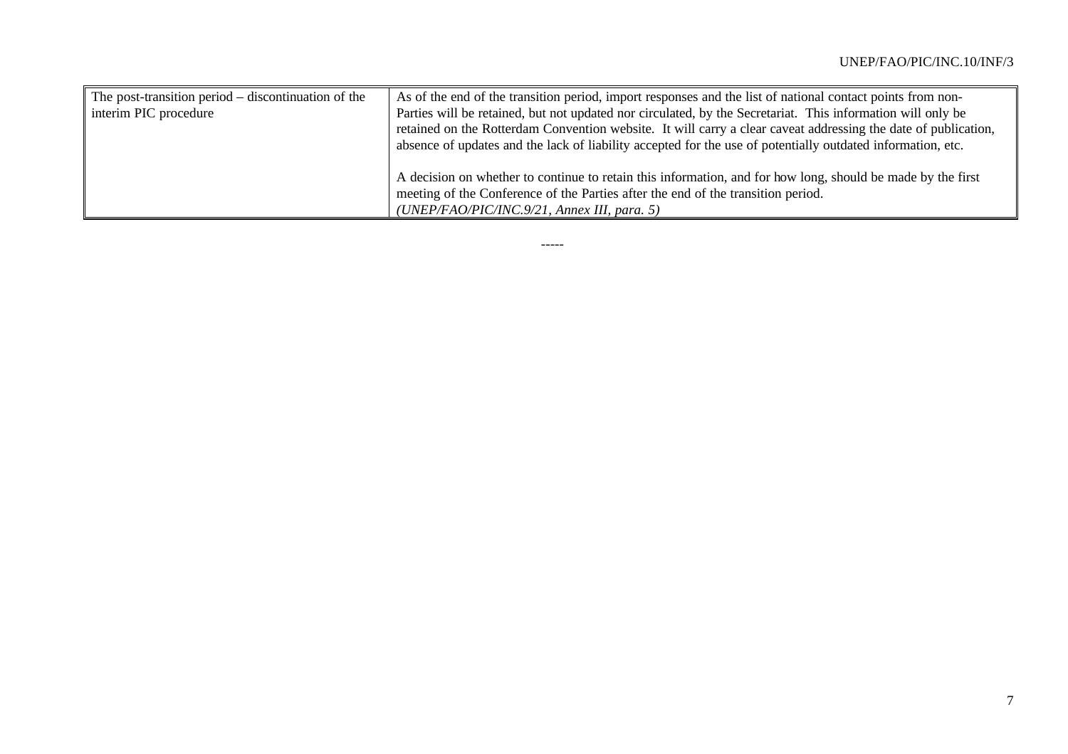| | |
|---|---|
| The post-transition period – discontinuation of the interim PIC procedure | As of the end of the transition period, import responses and the list of national contact points from non-Parties will be retained, but not updated nor circulated, by the Secretariat. This information will only be retained on the Rotterdam Convention website. It will carry a clear caveat addressing the date of publication, absence of updates and the lack of liability accepted for the use of potentially outdated information, etc.<br><br>A decision on whether to continue to retain this information, and for how long, should be made by the first meeting of the Conference of the Parties after the end of the transition period.<br>*(UNEP/FAO/PIC/INC.9/21, Annex III, para. 5)* |

-----